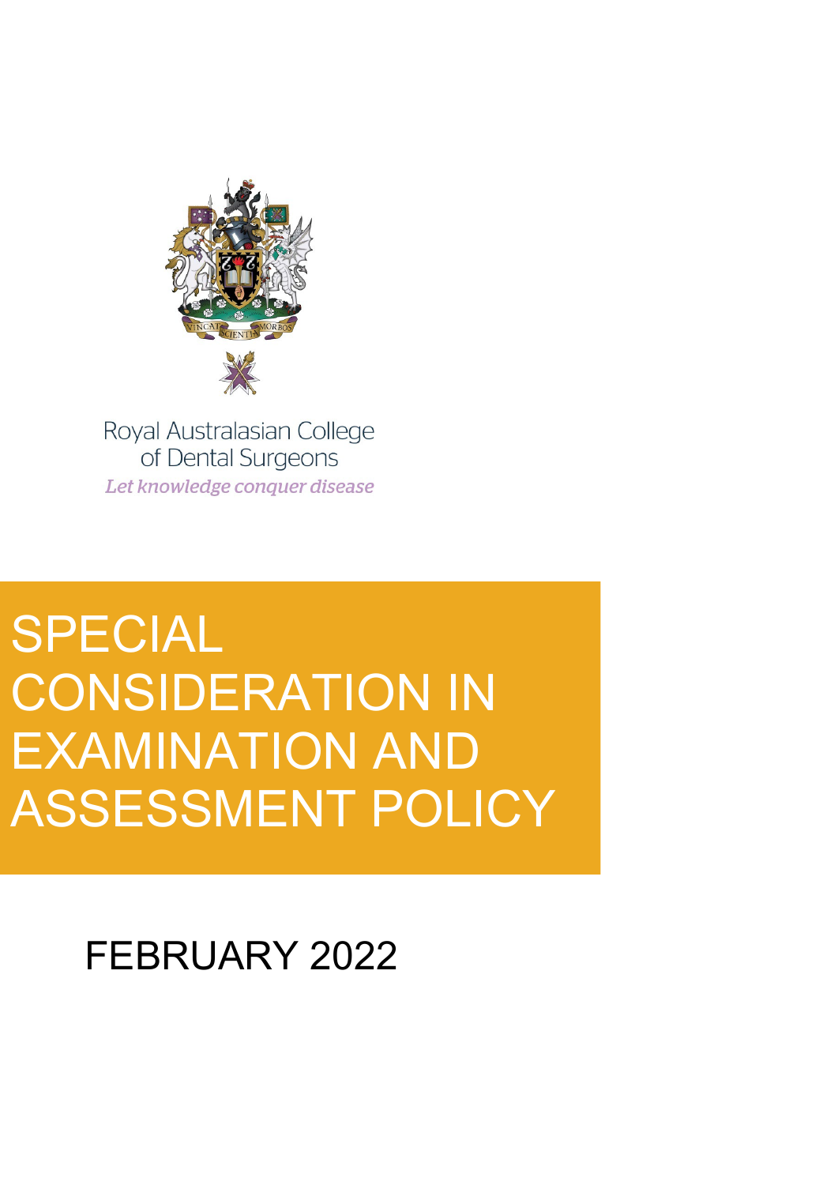Royal Australasian College of Dental Surgeons

*Let knowledge conquer disease*

# SPECIAL CONSIDERATION IN EXAMINATION AND ASSESSMENT POLICY

FEBRUARY 2022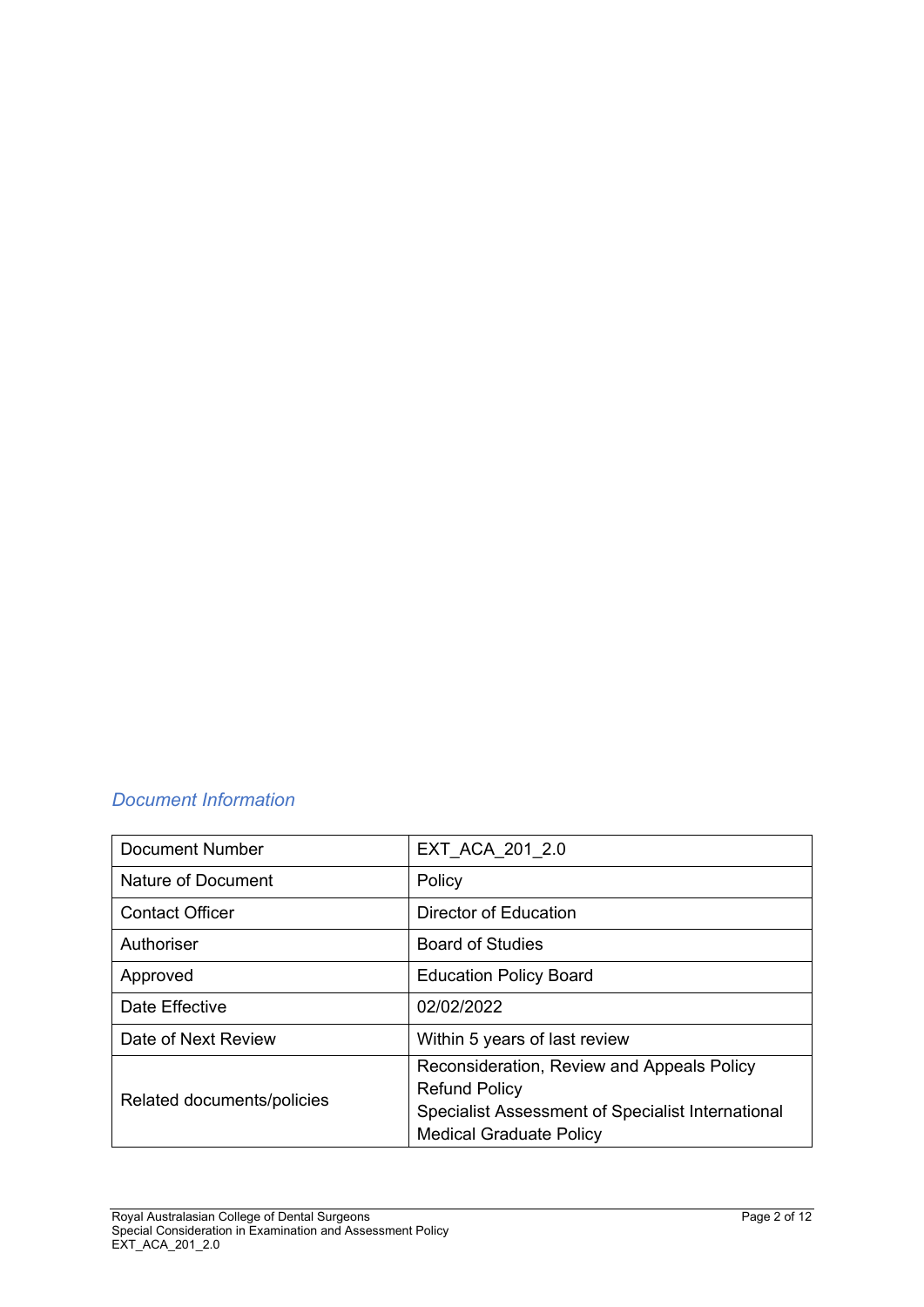## *Document Information*

| Document Number | EXT_ACA_201_2.0 |
|---|---|
| Nature of Document | Policy |
| Contact Officer | Director of Education |
| Authoriser | Board of Studies |
| Approved | Education Policy Board |
| Date Effective | 02/02/2022 |
| Date of Next Review | Within 5 years of last review |
| Related documents/policies | Reconsideration, Review and Appeals Policy<br>Refund Policy<br>Specialist Assessment of Specialist International Medical Graduate Policy |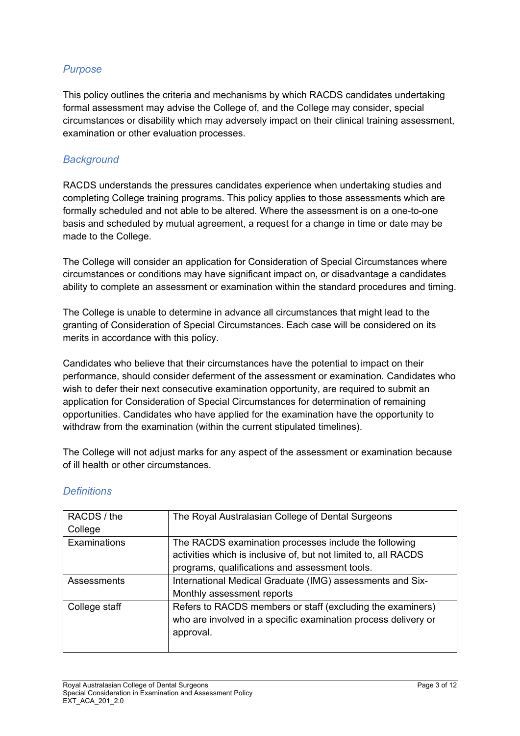## *Purpose*

This policy outlines the criteria and mechanisms by which RACDS candidates undertaking formal assessment may advise the College of, and the College may consider, special circumstances or disability which may adversely impact on their clinical training assessment, examination or other evaluation processes.

## *Background*

RACDS understands the pressures candidates experience when undertaking studies and completing College training programs. This policy applies to those assessments which are formally scheduled and not able to be altered. Where the assessment is on a one-to-one basis and scheduled by mutual agreement, a request for a change in time or date may be made to the College.

The College will consider an application for Consideration of Special Circumstances where circumstances or conditions may have significant impact on, or disadvantage a candidates ability to complete an assessment or examination within the standard procedures and timing.

The College is unable to determine in advance all circumstances that might lead to the granting of Consideration of Special Circumstances. Each case will be considered on its merits in accordance with this policy.

Candidates who believe that their circumstances have the potential to impact on their performance, should consider deferment of the assessment or examination. Candidates who wish to defer their next consecutive examination opportunity, are required to submit an application for Consideration of Special Circumstances for determination of remaining opportunities. Candidates who have applied for the examination have the opportunity to withdraw from the examination (within the current stipulated timelines).

The College will not adjust marks for any aspect of the assessment or examination because of ill health or other circumstances.

## *Definitions*

| Term | Definition |
|---|---|
| RACDS / the College | The Royal Australasian College of Dental Surgeons |
| Examinations | The RACDS examination processes include the following activities which is inclusive of, but not limited to, all RACDS programs, qualifications and assessment tools. |
| Assessments | International Medical Graduate (IMG) assessments and Six-Monthly assessment reports |
| College staff | Refers to RACDS members or staff (excluding the examiners) who are involved in a specific examination process delivery or approval. |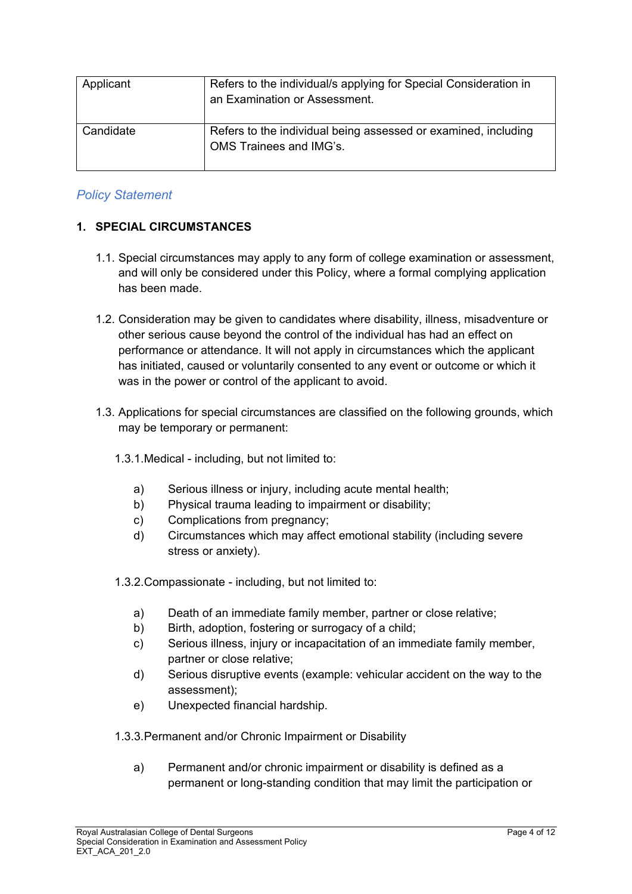| Applicant | Refers to the individual/s applying for Special Consideration in an Examination or Assessment. |
| --- | --- |
| Candidate | Refers to the individual being assessed or examined, including OMS Trainees and IMG's. |

## *Policy Statement*

### 1. SPECIAL CIRCUMSTANCES

1.1. Special circumstances may apply to any form of college examination or assessment, and will only be considered under this Policy, where a formal complying application has been made.

1.2. Consideration may be given to candidates where disability, illness, misadventure or other serious cause beyond the control of the individual has had an effect on performance or attendance. It will not apply in circumstances which the applicant has initiated, caused or voluntarily consented to any event or outcome or which it was in the power or control of the applicant to avoid.

1.3. Applications for special circumstances are classified on the following grounds, which may be temporary or permanent:

1.3.1. Medical - including, but not limited to:

a) Serious illness or injury, including acute mental health;
b) Physical trauma leading to impairment or disability;
c) Complications from pregnancy;
d) Circumstances which may affect emotional stability (including severe stress or anxiety).

1.3.2. Compassionate - including, but not limited to:

a) Death of an immediate family member, partner or close relative;
b) Birth, adoption, fostering or surrogacy of a child;
c) Serious illness, injury or incapacitation of an immediate family member, partner or close relative;
d) Serious disruptive events (example: vehicular accident on the way to the assessment);
e) Unexpected financial hardship.

1.3.3. Permanent and/or Chronic Impairment or Disability

a) Permanent and/or chronic impairment or disability is defined as a permanent or long-standing condition that may limit the participation or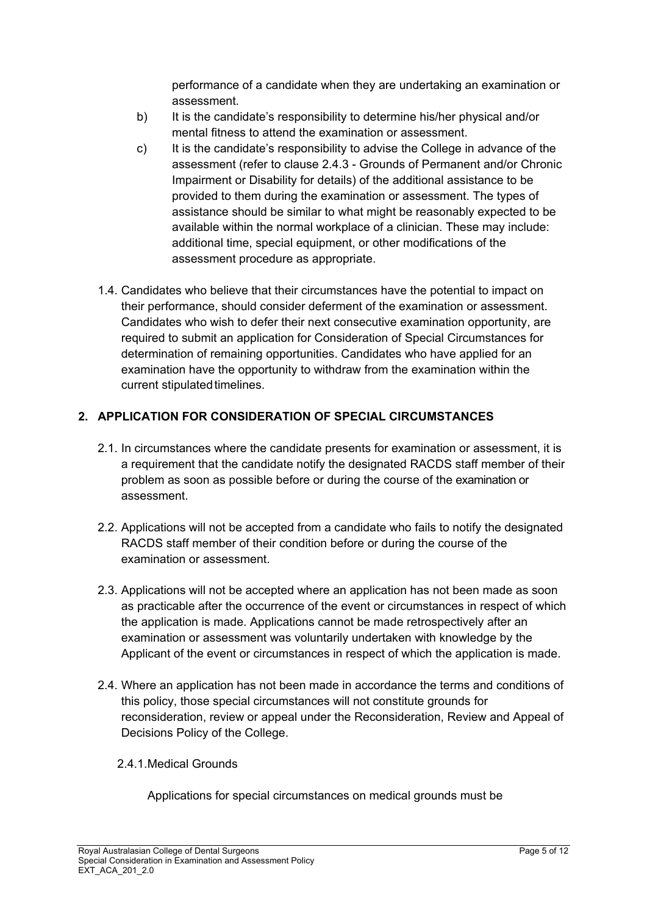performance of a candidate when they are undertaking an examination or assessment.

b) It is the candidate's responsibility to determine his/her physical and/or mental fitness to attend the examination or assessment.

c) It is the candidate's responsibility to advise the College in advance of the assessment (refer to clause 2.4.3 - Grounds of Permanent and/or Chronic Impairment or Disability for details) of the additional assistance to be provided to them during the examination or assessment. The types of assistance should be similar to what might be reasonably expected to be available within the normal workplace of a clinician. These may include: additional time, special equipment, or other modifications of the assessment procedure as appropriate.

1.4. Candidates who believe that their circumstances have the potential to impact on their performance, should consider deferment of the examination or assessment. Candidates who wish to defer their next consecutive examination opportunity, are required to submit an application for Consideration of Special Circumstances for determination of remaining opportunities. Candidates who have applied for an examination have the opportunity to withdraw from the examination within the current stipulated timelines.

## 2. APPLICATION FOR CONSIDERATION OF SPECIAL CIRCUMSTANCES

2.1. In circumstances where the candidate presents for examination or assessment, it is a requirement that the candidate notify the designated RACDS staff member of their problem as soon as possible before or during the course of the examination or assessment.

2.2. Applications will not be accepted from a candidate who fails to notify the designated RACDS staff member of their condition before or during the course of the examination or assessment.

2.3. Applications will not be accepted where an application has not been made as soon as practicable after the occurrence of the event or circumstances in respect of which the application is made. Applications cannot be made retrospectively after an examination or assessment was voluntarily undertaken with knowledge by the Applicant of the event or circumstances in respect of which the application is made.

2.4. Where an application has not been made in accordance the terms and conditions of this policy, those special circumstances will not constitute grounds for reconsideration, review or appeal under the Reconsideration, Review and Appeal of Decisions Policy of the College.

2.4.1. Medical Grounds

Applications for special circumstances on medical grounds must be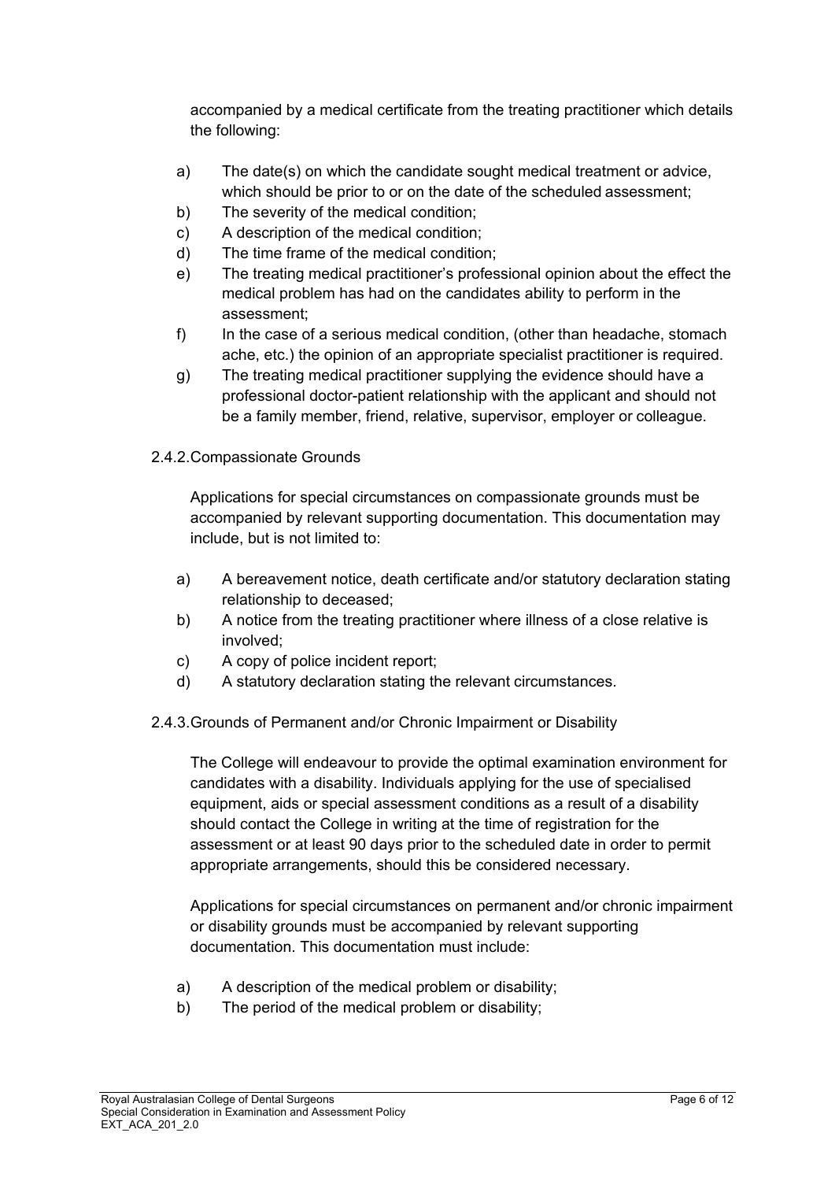accompanied by a medical certificate from the treating practitioner which details the following:

a) The date(s) on which the candidate sought medical treatment or advice, which should be prior to or on the date of the scheduled assessment;
b) The severity of the medical condition;
c) A description of the medical condition;
d) The time frame of the medical condition;
e) The treating medical practitioner's professional opinion about the effect the medical problem has had on the candidates ability to perform in the assessment;
f) In the case of a serious medical condition, (other than headache, stomach ache, etc.) the opinion of an appropriate specialist practitioner is required.
g) The treating medical practitioner supplying the evidence should have a professional doctor-patient relationship with the applicant and should not be a family member, friend, relative, supervisor, employer or colleague.

### 2.4.2. Compassionate Grounds

Applications for special circumstances on compassionate grounds must be accompanied by relevant supporting documentation. This documentation may include, but is not limited to:

a) A bereavement notice, death certificate and/or statutory declaration stating relationship to deceased;
b) A notice from the treating practitioner where illness of a close relative is involved;
c) A copy of police incident report;
d) A statutory declaration stating the relevant circumstances.

### 2.4.3. Grounds of Permanent and/or Chronic Impairment or Disability

The College will endeavour to provide the optimal examination environment for candidates with a disability. Individuals applying for the use of specialised equipment, aids or special assessment conditions as a result of a disability should contact the College in writing at the time of registration for the assessment or at least 90 days prior to the scheduled date in order to permit appropriate arrangements, should this be considered necessary.

Applications for special circumstances on permanent and/or chronic impairment or disability grounds must be accompanied by relevant supporting documentation. This documentation must include:

a) A description of the medical problem or disability;
b) The period of the medical problem or disability;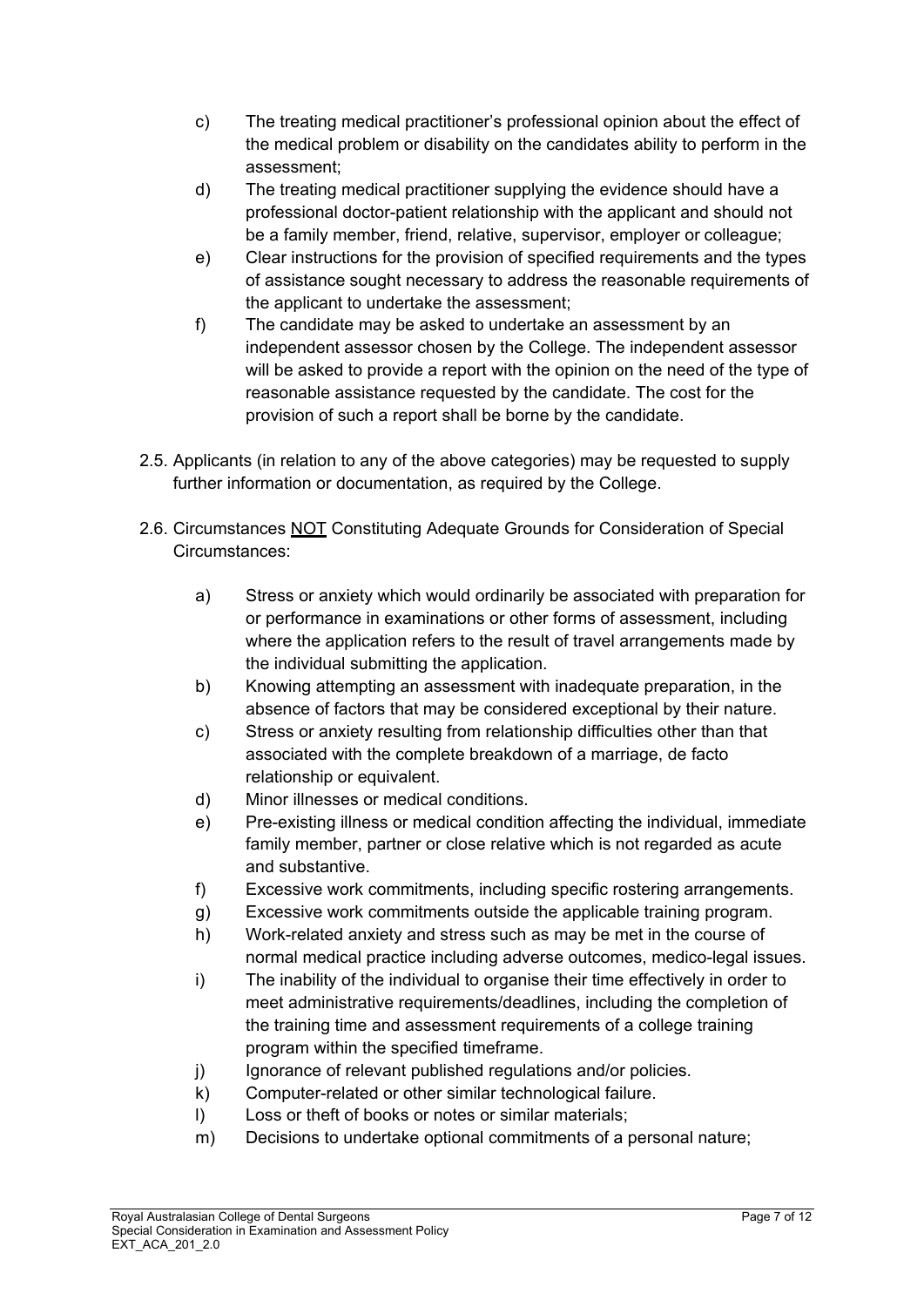c) The treating medical practitioner's professional opinion about the effect of the medical problem or disability on the candidates ability to perform in the assessment;

d) The treating medical practitioner supplying the evidence should have a professional doctor-patient relationship with the applicant and should not be a family member, friend, relative, supervisor, employer or colleague;

e) Clear instructions for the provision of specified requirements and the types of assistance sought necessary to address the reasonable requirements of the applicant to undertake the assessment;

f) The candidate may be asked to undertake an assessment by an independent assessor chosen by the College. The independent assessor will be asked to provide a report with the opinion on the need of the type of reasonable assistance requested by the candidate. The cost for the provision of such a report shall be borne by the candidate.

2.5. Applicants (in relation to any of the above categories) may be requested to supply further information or documentation, as required by the College.

2.6. Circumstances <u>NOT</u> Constituting Adequate Grounds for Consideration of Special Circumstances:

a) Stress or anxiety which would ordinarily be associated with preparation for or performance in examinations or other forms of assessment, including where the application refers to the result of travel arrangements made by the individual submitting the application.

b) Knowing attempting an assessment with inadequate preparation, in the absence of factors that may be considered exceptional by their nature.

c) Stress or anxiety resulting from relationship difficulties other than that associated with the complete breakdown of a marriage, de facto relationship or equivalent.

d) Minor illnesses or medical conditions.

e) Pre-existing illness or medical condition affecting the individual, immediate family member, partner or close relative which is not regarded as acute and substantive.

f) Excessive work commitments, including specific rostering arrangements.

g) Excessive work commitments outside the applicable training program.

h) Work-related anxiety and stress such as may be met in the course of normal medical practice including adverse outcomes, medico-legal issues.

i) The inability of the individual to organise their time effectively in order to meet administrative requirements/deadlines, including the completion of the training time and assessment requirements of a college training program within the specified timeframe.

j) Ignorance of relevant published regulations and/or policies.

k) Computer-related or other similar technological failure.

l) Loss or theft of books or notes or similar materials;

m) Decisions to undertake optional commitments of a personal nature;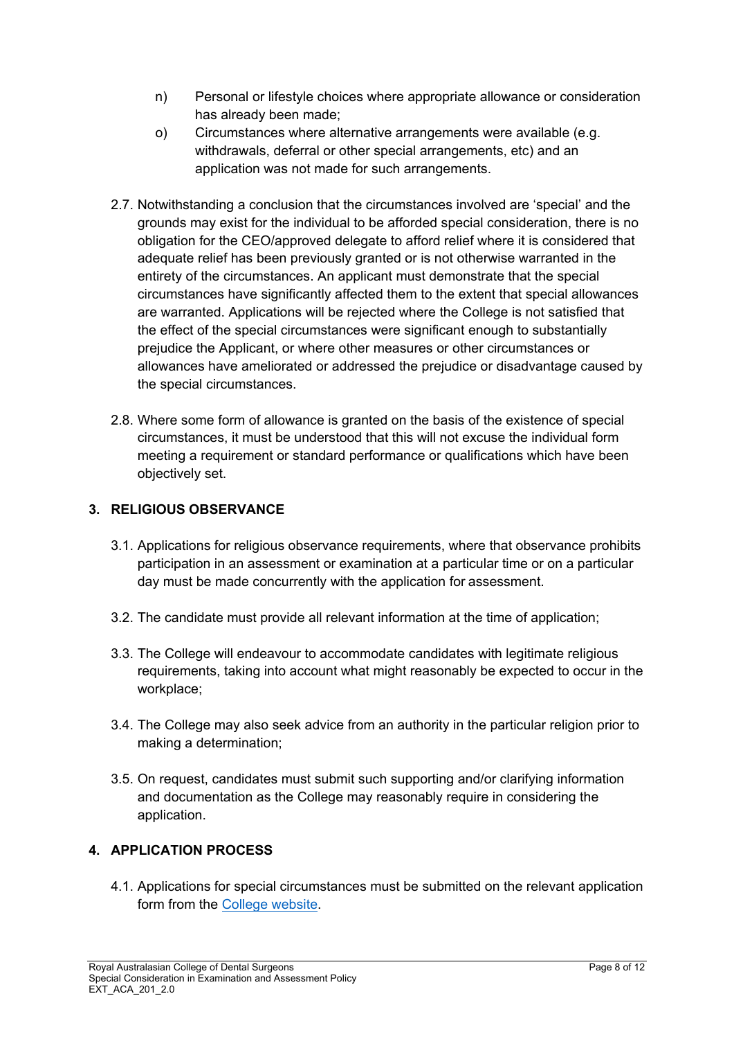n) Personal or lifestyle choices where appropriate allowance or consideration has already been made;

o) Circumstances where alternative arrangements were available (e.g. withdrawals, deferral or other special arrangements, etc) and an application was not made for such arrangements.

2.7. Notwithstanding a conclusion that the circumstances involved are 'special' and the grounds may exist for the individual to be afforded special consideration, there is no obligation for the CEO/approved delegate to afford relief where it is considered that adequate relief has been previously granted or is not otherwise warranted in the entirety of the circumstances. An applicant must demonstrate that the special circumstances have significantly affected them to the extent that special allowances are warranted. Applications will be rejected where the College is not satisfied that the effect of the special circumstances were significant enough to substantially prejudice the Applicant, or where other measures or other circumstances or allowances have ameliorated or addressed the prejudice or disadvantage caused by the special circumstances.

2.8. Where some form of allowance is granted on the basis of the existence of special circumstances, it must be understood that this will not excuse the individual form meeting a requirement or standard performance or qualifications which have been objectively set.

## 3. RELIGIOUS OBSERVANCE

3.1. Applications for religious observance requirements, where that observance prohibits participation in an assessment or examination at a particular time or on a particular day must be made concurrently with the application for assessment.

3.2. The candidate must provide all relevant information at the time of application;

3.3. The College will endeavour to accommodate candidates with legitimate religious requirements, taking into account what might reasonably be expected to occur in the workplace;

3.4. The College may also seek advice from an authority in the particular religion prior to making a determination;

3.5. On request, candidates must submit such supporting and/or clarifying information and documentation as the College may reasonably require in considering the application.

## 4. APPLICATION PROCESS

4.1. Applications for special circumstances must be submitted on the relevant application form from the College website.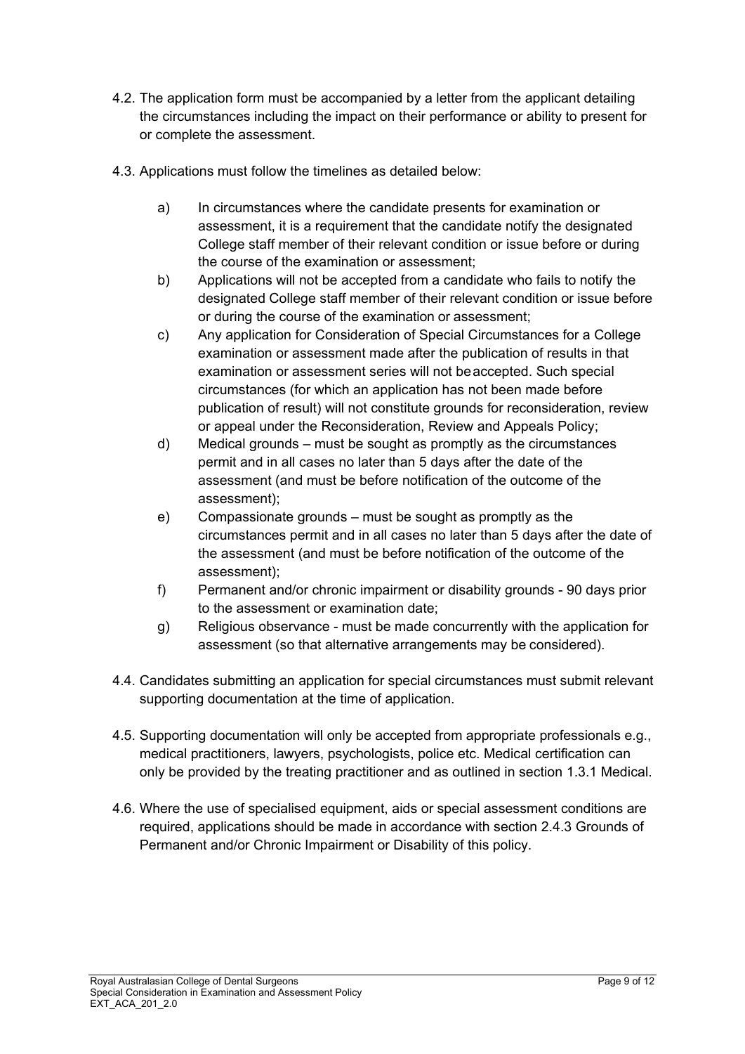4.2. The application form must be accompanied by a letter from the applicant detailing the circumstances including the impact on their performance or ability to present for or complete the assessment.

4.3. Applications must follow the timelines as detailed below:

a) In circumstances where the candidate presents for examination or assessment, it is a requirement that the candidate notify the designated College staff member of their relevant condition or issue before or during the course of the examination or assessment;

b) Applications will not be accepted from a candidate who fails to notify the designated College staff member of their relevant condition or issue before or during the course of the examination or assessment;

c) Any application for Consideration of Special Circumstances for a College examination or assessment made after the publication of results in that examination or assessment series will not be accepted. Such special circumstances (for which an application has not been made before publication of result) will not constitute grounds for reconsideration, review or appeal under the Reconsideration, Review and Appeals Policy;

d) Medical grounds – must be sought as promptly as the circumstances permit and in all cases no later than 5 days after the date of the assessment (and must be before notification of the outcome of the assessment);

e) Compassionate grounds – must be sought as promptly as the circumstances permit and in all cases no later than 5 days after the date of the assessment (and must be before notification of the outcome of the assessment);

f) Permanent and/or chronic impairment or disability grounds - 90 days prior to the assessment or examination date;

g) Religious observance - must be made concurrently with the application for assessment (so that alternative arrangements may be considered).

4.4. Candidates submitting an application for special circumstances must submit relevant supporting documentation at the time of application.

4.5. Supporting documentation will only be accepted from appropriate professionals e.g., medical practitioners, lawyers, psychologists, police etc. Medical certification can only be provided by the treating practitioner and as outlined in section 1.3.1 Medical.

4.6. Where the use of specialised equipment, aids or special assessment conditions are required, applications should be made in accordance with section 2.4.3 Grounds of Permanent and/or Chronic Impairment or Disability of this policy.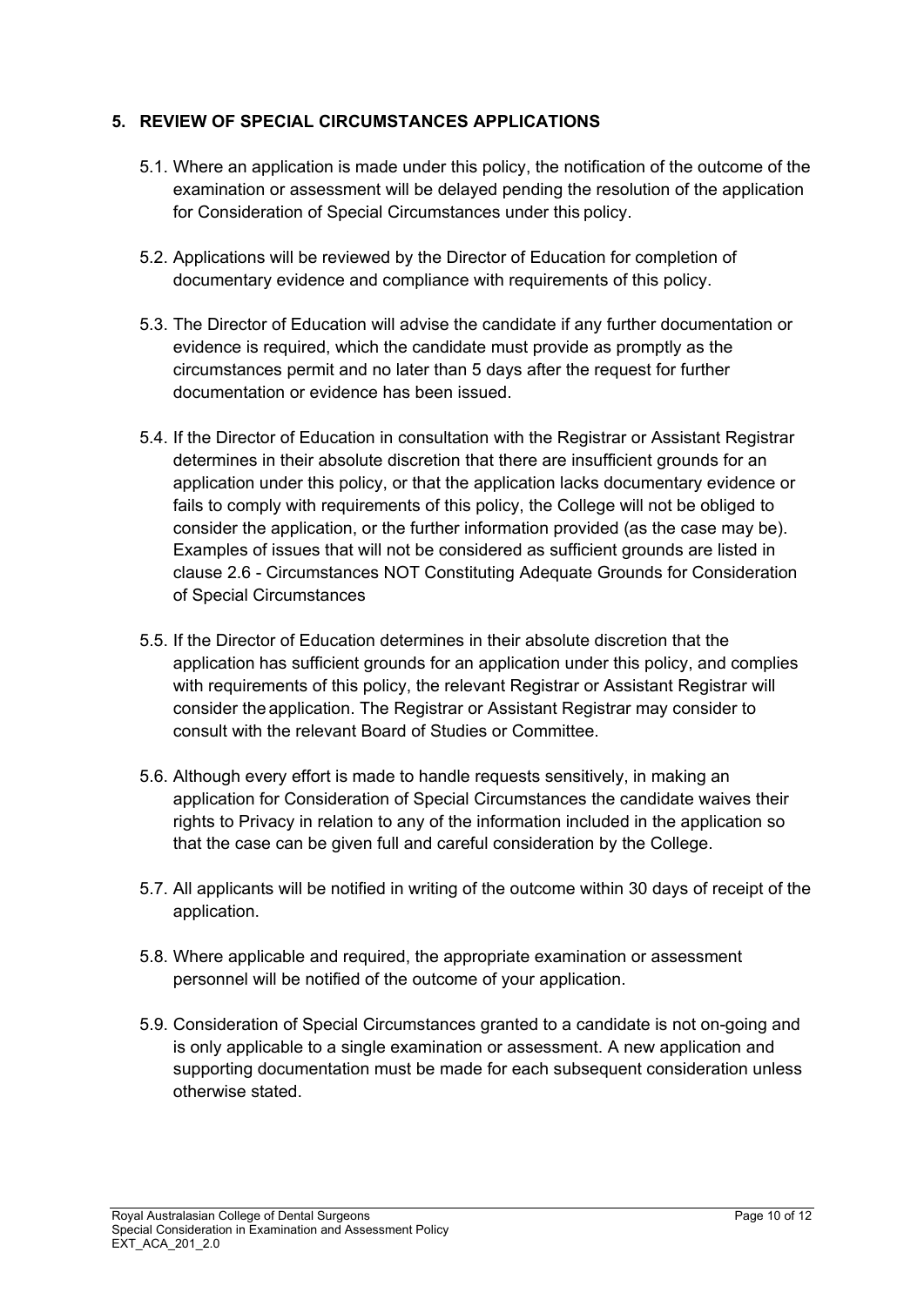## 5. REVIEW OF SPECIAL CIRCUMSTANCES APPLICATIONS

5.1. Where an application is made under this policy, the notification of the outcome of the examination or assessment will be delayed pending the resolution of the application for Consideration of Special Circumstances under this policy.

5.2. Applications will be reviewed by the Director of Education for completion of documentary evidence and compliance with requirements of this policy.

5.3. The Director of Education will advise the candidate if any further documentation or evidence is required, which the candidate must provide as promptly as the circumstances permit and no later than 5 days after the request for further documentation or evidence has been issued.

5.4. If the Director of Education in consultation with the Registrar or Assistant Registrar determines in their absolute discretion that there are insufficient grounds for an application under this policy, or that the application lacks documentary evidence or fails to comply with requirements of this policy, the College will not be obliged to consider the application, or the further information provided (as the case may be). Examples of issues that will not be considered as sufficient grounds are listed in clause 2.6 - Circumstances NOT Constituting Adequate Grounds for Consideration of Special Circumstances

5.5. If the Director of Education determines in their absolute discretion that the application has sufficient grounds for an application under this policy, and complies with requirements of this policy, the relevant Registrar or Assistant Registrar will consider the application. The Registrar or Assistant Registrar may consider to consult with the relevant Board of Studies or Committee.

5.6. Although every effort is made to handle requests sensitively, in making an application for Consideration of Special Circumstances the candidate waives their rights to Privacy in relation to any of the information included in the application so that the case can be given full and careful consideration by the College.

5.7. All applicants will be notified in writing of the outcome within 30 days of receipt of the application.

5.8. Where applicable and required, the appropriate examination or assessment personnel will be notified of the outcome of your application.

5.9. Consideration of Special Circumstances granted to a candidate is not on-going and is only applicable to a single examination or assessment. A new application and supporting documentation must be made for each subsequent consideration unless otherwise stated.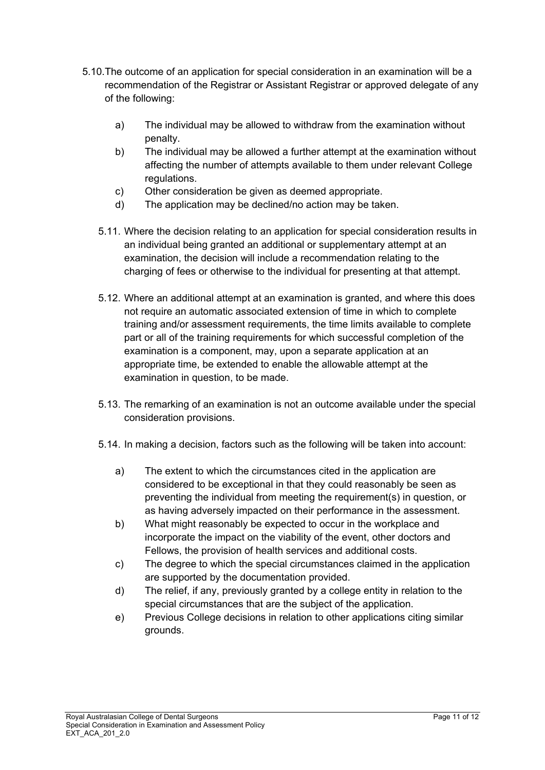5.10. The outcome of an application for special consideration in an examination will be a recommendation of the Registrar or Assistant Registrar or approved delegate of any of the following:

a) The individual may be allowed to withdraw from the examination without penalty.
b) The individual may be allowed a further attempt at the examination without affecting the number of attempts available to them under relevant College regulations.
c) Other consideration be given as deemed appropriate.
d) The application may be declined/no action may be taken.

5.11. Where the decision relating to an application for special consideration results in an individual being granted an additional or supplementary attempt at an examination, the decision will include a recommendation relating to the charging of fees or otherwise to the individual for presenting at that attempt.

5.12. Where an additional attempt at an examination is granted, and where this does not require an automatic associated extension of time in which to complete training and/or assessment requirements, the time limits available to complete part or all of the training requirements for which successful completion of the examination is a component, may, upon a separate application at an appropriate time, be extended to enable the allowable attempt at the examination in question, to be made.

5.13. The remarking of an examination is not an outcome available under the special consideration provisions.

5.14. In making a decision, factors such as the following will be taken into account:

a) The extent to which the circumstances cited in the application are considered to be exceptional in that they could reasonably be seen as preventing the individual from meeting the requirement(s) in question, or as having adversely impacted on their performance in the assessment.
b) What might reasonably be expected to occur in the workplace and incorporate the impact on the viability of the event, other doctors and Fellows, the provision of health services and additional costs.
c) The degree to which the special circumstances claimed in the application are supported by the documentation provided.
d) The relief, if any, previously granted by a college entity in relation to the special circumstances that are the subject of the application.
e) Previous College decisions in relation to other applications citing similar grounds.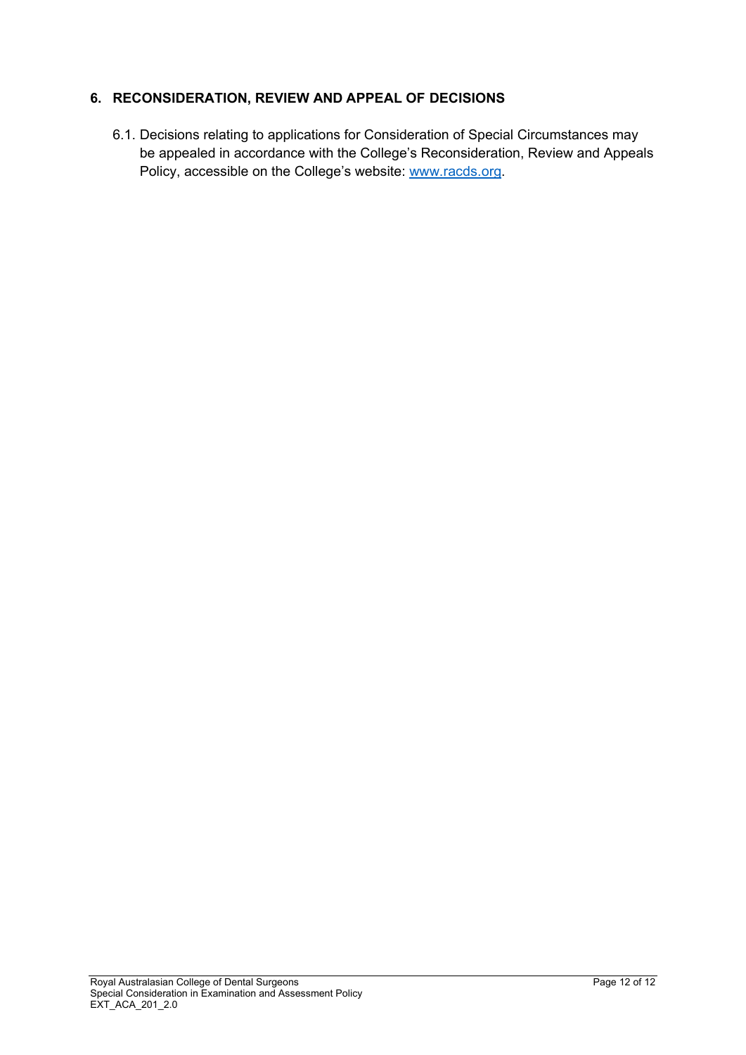## 6. RECONSIDERATION, REVIEW AND APPEAL OF DECISIONS

6.1. Decisions relating to applications for Consideration of Special Circumstances may be appealed in accordance with the College's Reconsideration, Review and Appeals Policy, accessible on the College's website: [www.racds.org](www.racds.org).